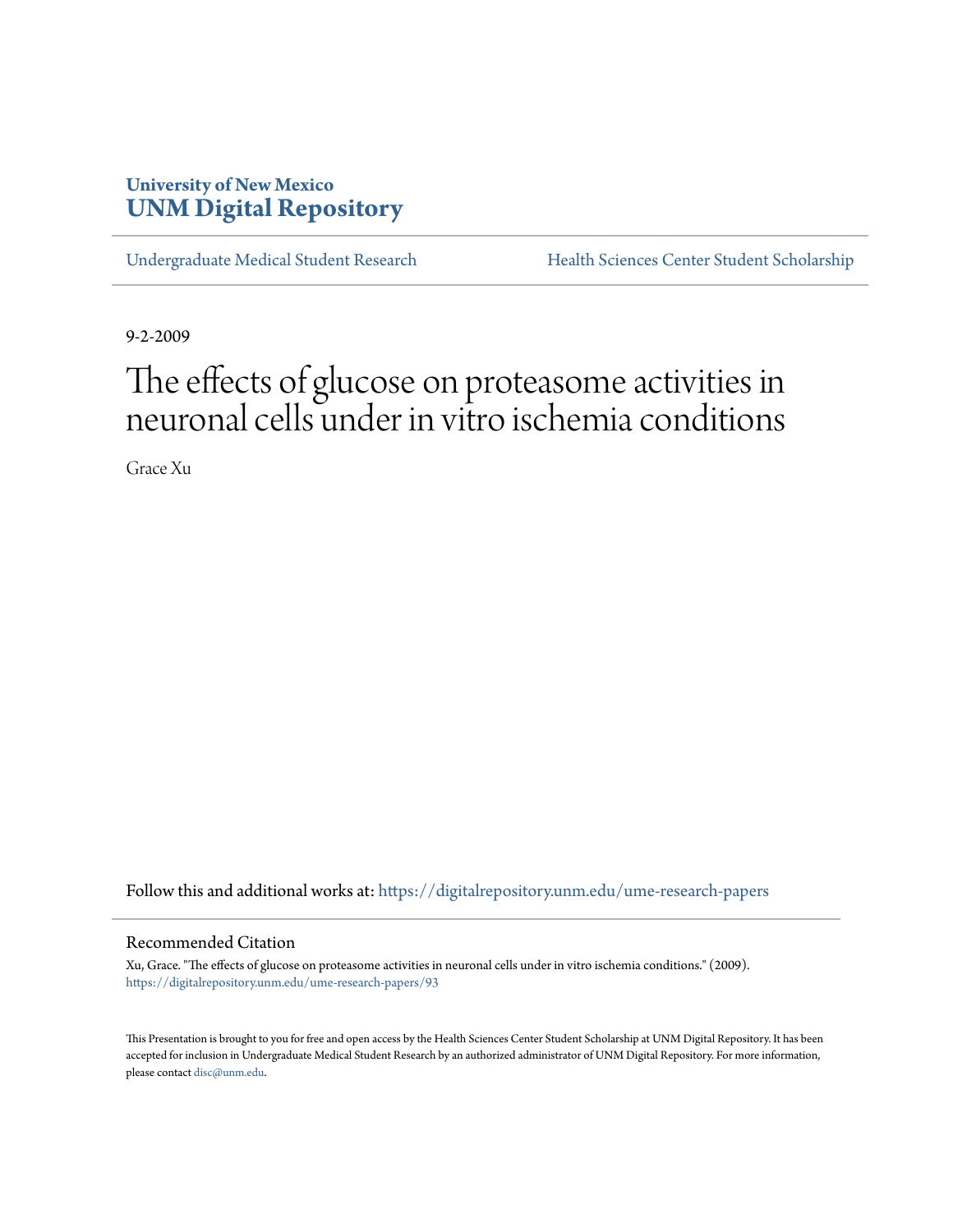University of New Mexico
**UNM Digital Repository**

Undergraduate Medical Student Research | Health Sciences Center Student Scholarship

9-2-2009

# The effects of glucose on proteasome activities in neuronal cells under in vitro ischemia conditions

Grace Xu

Follow this and additional works at: https://digitalrepository.unm.edu/ume-research-papers

## Recommended Citation

Xu, Grace. "The effects of glucose on proteasome activities in neuronal cells under in vitro ischemia conditions." (2009). https://digitalrepository.unm.edu/ume-research-papers/93

This Presentation is brought to you for free and open access by the Health Sciences Center Student Scholarship at UNM Digital Repository. It has been accepted for inclusion in Undergraduate Medical Student Research by an authorized administrator of UNM Digital Repository. For more information, please contact disc@unm.edu.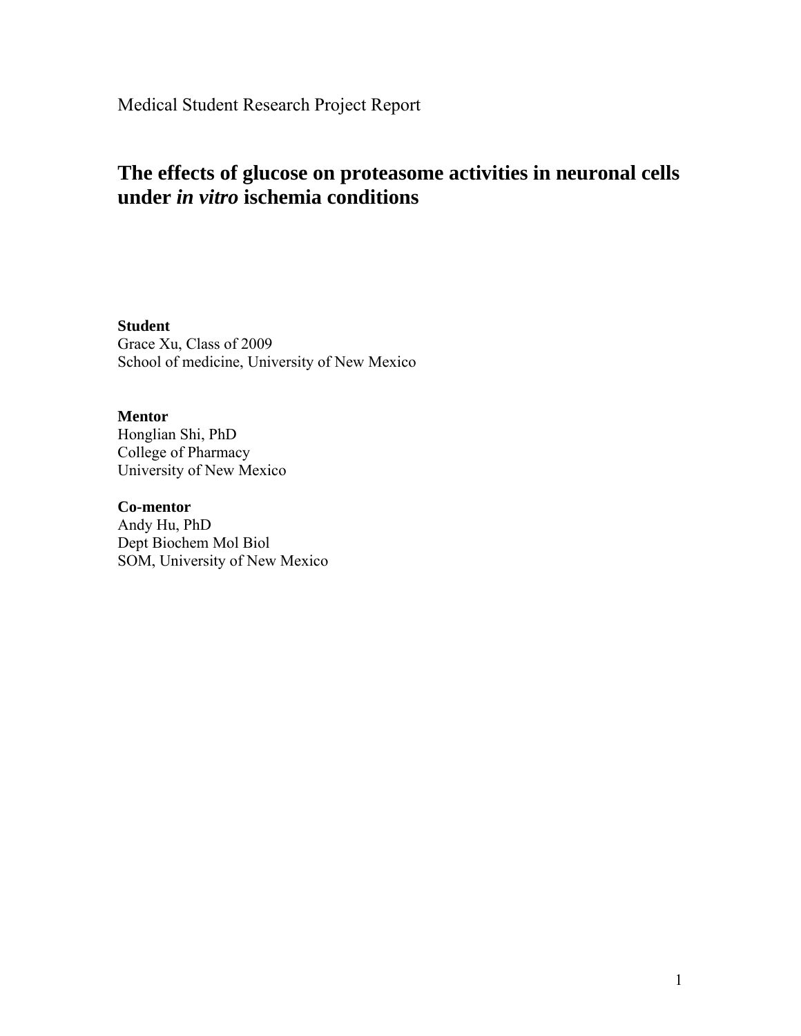Medical Student Research Project Report

# The effects of glucose on proteasome activities in neuronal cells under *in vitro* ischemia conditions

**Student**
Grace Xu, Class of 2009
School of medicine, University of New Mexico

**Mentor**
Honglian Shi, PhD
College of Pharmacy
University of New Mexico

**Co-mentor**
Andy Hu, PhD
Dept Biochem Mol Biol
SOM, University of New Mexico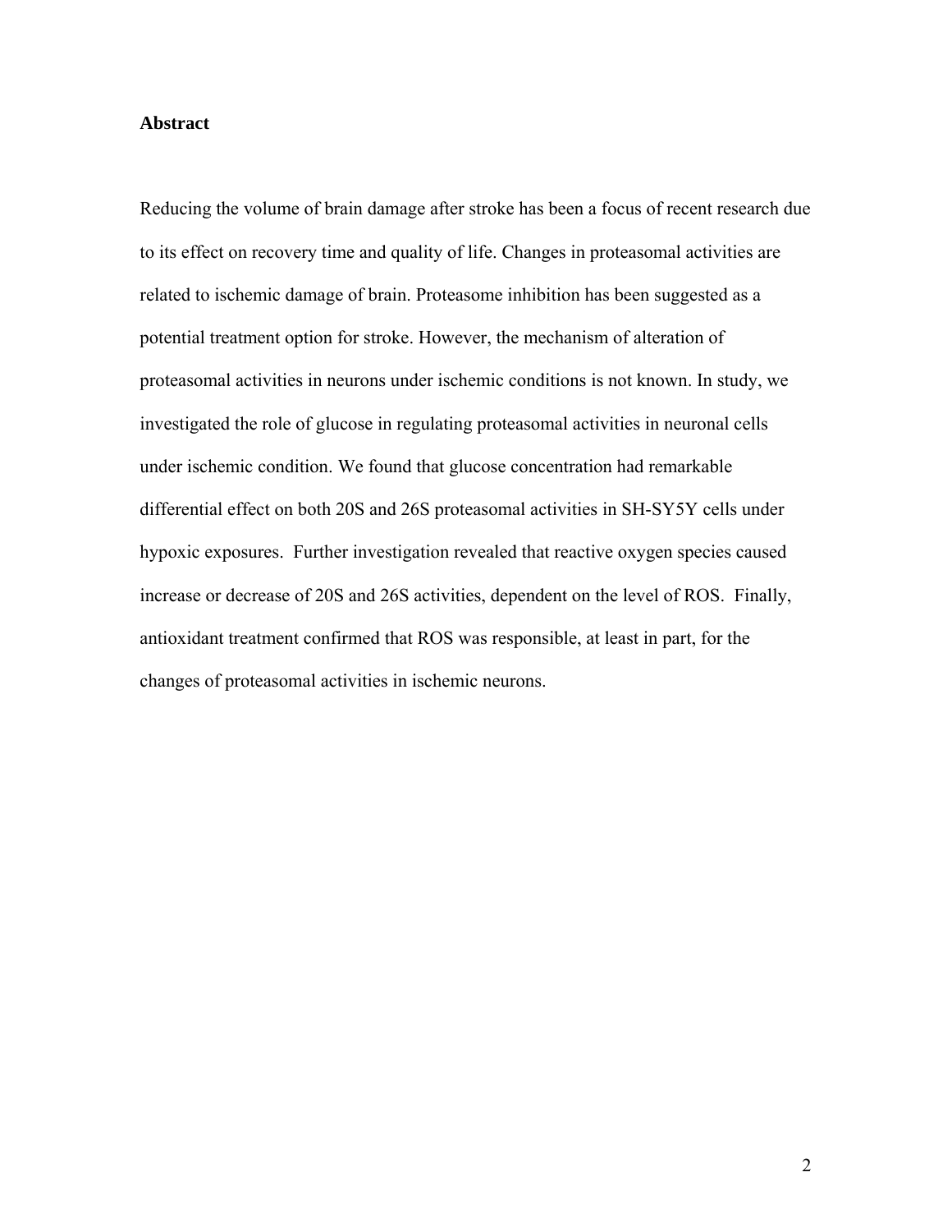## Abstract

Reducing the volume of brain damage after stroke has been a focus of recent research due to its effect on recovery time and quality of life. Changes in proteasomal activities are related to ischemic damage of brain. Proteasome inhibition has been suggested as a potential treatment option for stroke. However, the mechanism of alteration of proteasomal activities in neurons under ischemic conditions is not known. In study, we investigated the role of glucose in regulating proteasomal activities in neuronal cells under ischemic condition. We found that glucose concentration had remarkable differential effect on both 20S and 26S proteasomal activities in SH-SY5Y cells under hypoxic exposures. Further investigation revealed that reactive oxygen species caused increase or decrease of 20S and 26S activities, dependent on the level of ROS. Finally, antioxidant treatment confirmed that ROS was responsible, at least in part, for the changes of proteasomal activities in ischemic neurons.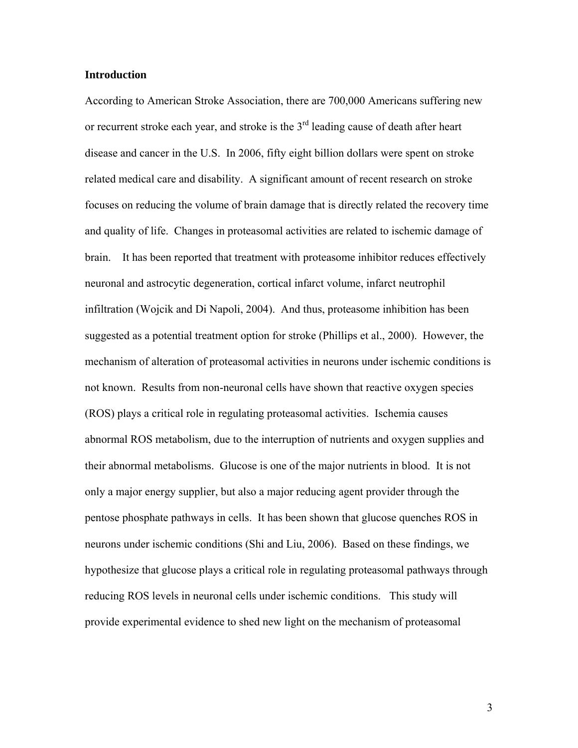**Introduction**

According to American Stroke Association, there are 700,000 Americans suffering new or recurrent stroke each year, and stroke is the 3rd leading cause of death after heart disease and cancer in the U.S. In 2006, fifty eight billion dollars were spent on stroke related medical care and disability. A significant amount of recent research on stroke focuses on reducing the volume of brain damage that is directly related the recovery time and quality of life. Changes in proteasomal activities are related to ischemic damage of brain. It has been reported that treatment with proteasome inhibitor reduces effectively neuronal and astrocytic degeneration, cortical infarct volume, infarct neutrophil infiltration (Wojcik and Di Napoli, 2004). And thus, proteasome inhibition has been suggested as a potential treatment option for stroke (Phillips et al., 2000). However, the mechanism of alteration of proteasomal activities in neurons under ischemic conditions is not known. Results from non-neuronal cells have shown that reactive oxygen species (ROS) plays a critical role in regulating proteasomal activities. Ischemia causes abnormal ROS metabolism, due to the interruption of nutrients and oxygen supplies and their abnormal metabolisms. Glucose is one of the major nutrients in blood. It is not only a major energy supplier, but also a major reducing agent provider through the pentose phosphate pathways in cells. It has been shown that glucose quenches ROS in neurons under ischemic conditions (Shi and Liu, 2006). Based on these findings, we hypothesize that glucose plays a critical role in regulating proteasomal pathways through reducing ROS levels in neuronal cells under ischemic conditions. This study will provide experimental evidence to shed new light on the mechanism of proteasomal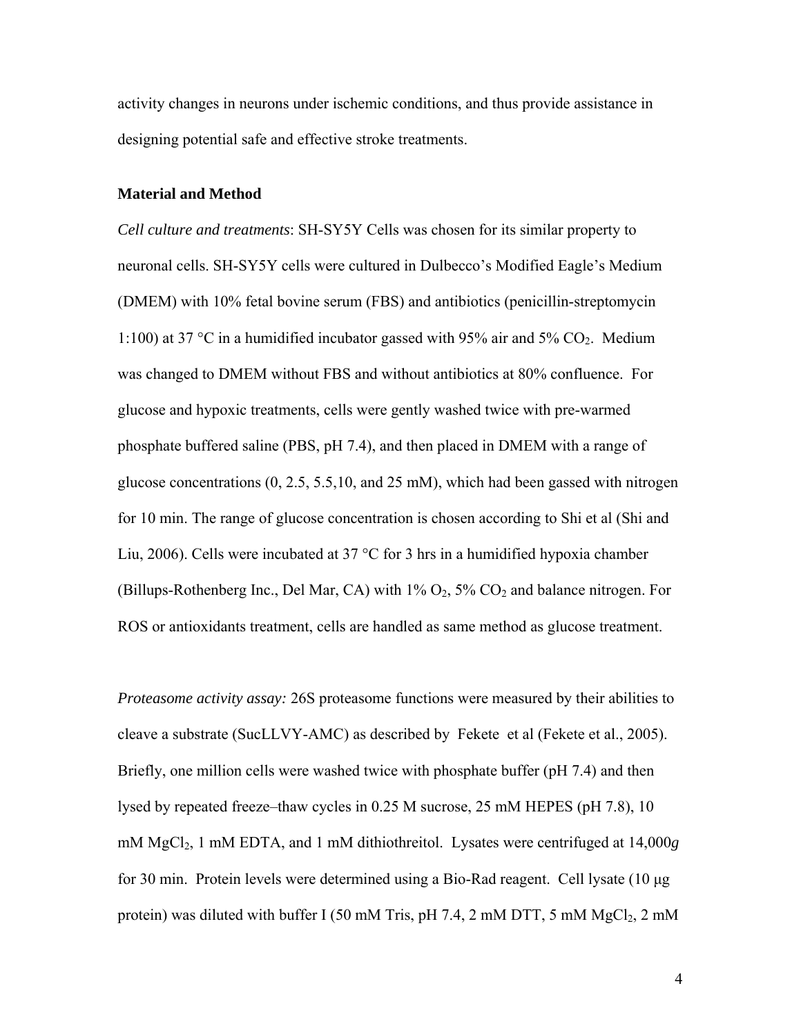activity changes in neurons under ischemic conditions, and thus provide assistance in designing potential safe and effective stroke treatments.

**Material and Method**

*Cell culture and treatments*: SH-SY5Y Cells was chosen for its similar property to neuronal cells. SH-SY5Y cells were cultured in Dulbecco's Modified Eagle's Medium (DMEM) with 10% fetal bovine serum (FBS) and antibiotics (penicillin-streptomycin 1:100) at 37 °C in a humidified incubator gassed with 95% air and 5% $CO_2$. Medium was changed to DMEM without FBS and without antibiotics at 80% confluence. For glucose and hypoxic treatments, cells were gently washed twice with pre-warmed phosphate buffered saline (PBS, pH 7.4), and then placed in DMEM with a range of glucose concentrations (0, 2.5, 5.5,10, and 25 mM), which had been gassed with nitrogen for 10 min. The range of glucose concentration is chosen according to Shi et al (Shi and Liu, 2006). Cells were incubated at 37 °C for 3 hrs in a humidified hypoxia chamber (Billups-Rothenberg Inc., Del Mar, CA) with 1% $O_2$, 5% $CO_2$ and balance nitrogen. For ROS or antioxidants treatment, cells are handled as same method as glucose treatment.

*Proteasome activity assay:* 26S proteasome functions were measured by their abilities to cleave a substrate (SucLLVY-AMC) as described by Fekete et al (Fekete et al., 2005). Briefly, one million cells were washed twice with phosphate buffer (pH 7.4) and then lysed by repeated freeze–thaw cycles in 0.25 M sucrose, 25 mM HEPES (pH 7.8), 10 mM $MgCl_2$, 1 mM EDTA, and 1 mM dithiothreitol. Lysates were centrifuged at 14,000*g* for 30 min. Protein levels were determined using a Bio-Rad reagent. Cell lysate (10 μg protein) was diluted with buffer I (50 mM Tris, pH 7.4, 2 mM DTT, 5 mM $MgCl_2$, 2 mM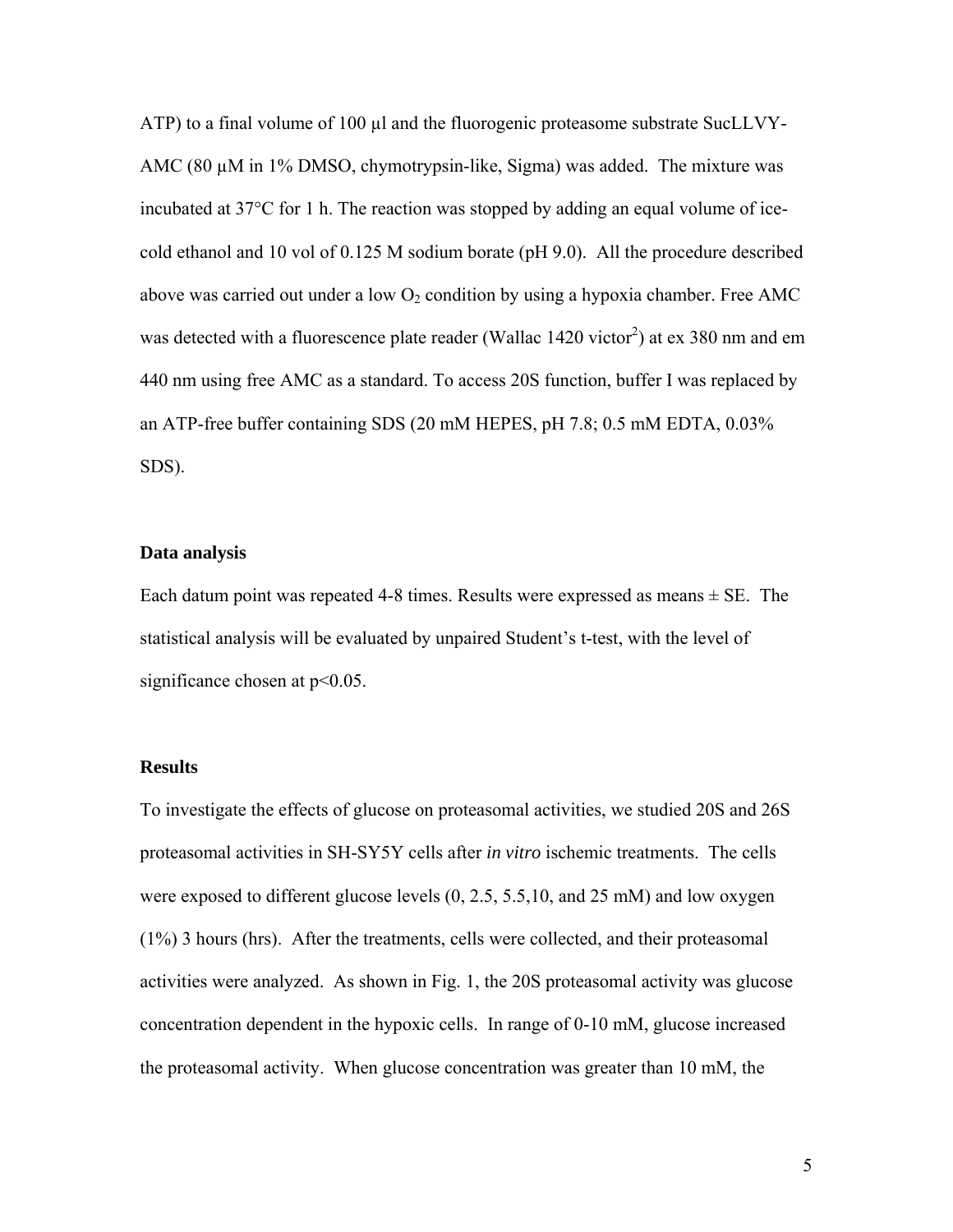ATP) to a final volume of 100 μl and the fluorogenic proteasome substrate SucLLVY-AMC (80 μM in 1% DMSO, chymotrypsin-like, Sigma) was added. The mixture was incubated at 37°C for 1 h. The reaction was stopped by adding an equal volume of ice-cold ethanol and 10 vol of 0.125 M sodium borate (pH 9.0). All the procedure described above was carried out under a low $O_2$ condition by using a hypoxia chamber. Free AMC was detected with a fluorescence plate reader (Wallac 1420 victor$^2$) at ex 380 nm and em 440 nm using free AMC as a standard. To access 20S function, buffer I was replaced by an ATP-free buffer containing SDS (20 mM HEPES, pH 7.8; 0.5 mM EDTA, 0.03% SDS).

### Data analysis

Each datum point was repeated 4-8 times. Results were expressed as means ± SE. The statistical analysis will be evaluated by unpaired Student's t-test, with the level of significance chosen at $p<0.05$.

### Results

To investigate the effects of glucose on proteasomal activities, we studied 20S and 26S proteasomal activities in SH-SY5Y cells after *in vitro* ischemic treatments. The cells were exposed to different glucose levels (0, 2.5, 5.5,10, and 25 mM) and low oxygen (1%) 3 hours (hrs). After the treatments, cells were collected, and their proteasomal activities were analyzed. As shown in Fig. 1, the 20S proteasomal activity was glucose concentration dependent in the hypoxic cells. In range of 0-10 mM, glucose increased the proteasomal activity. When glucose concentration was greater than 10 mM, the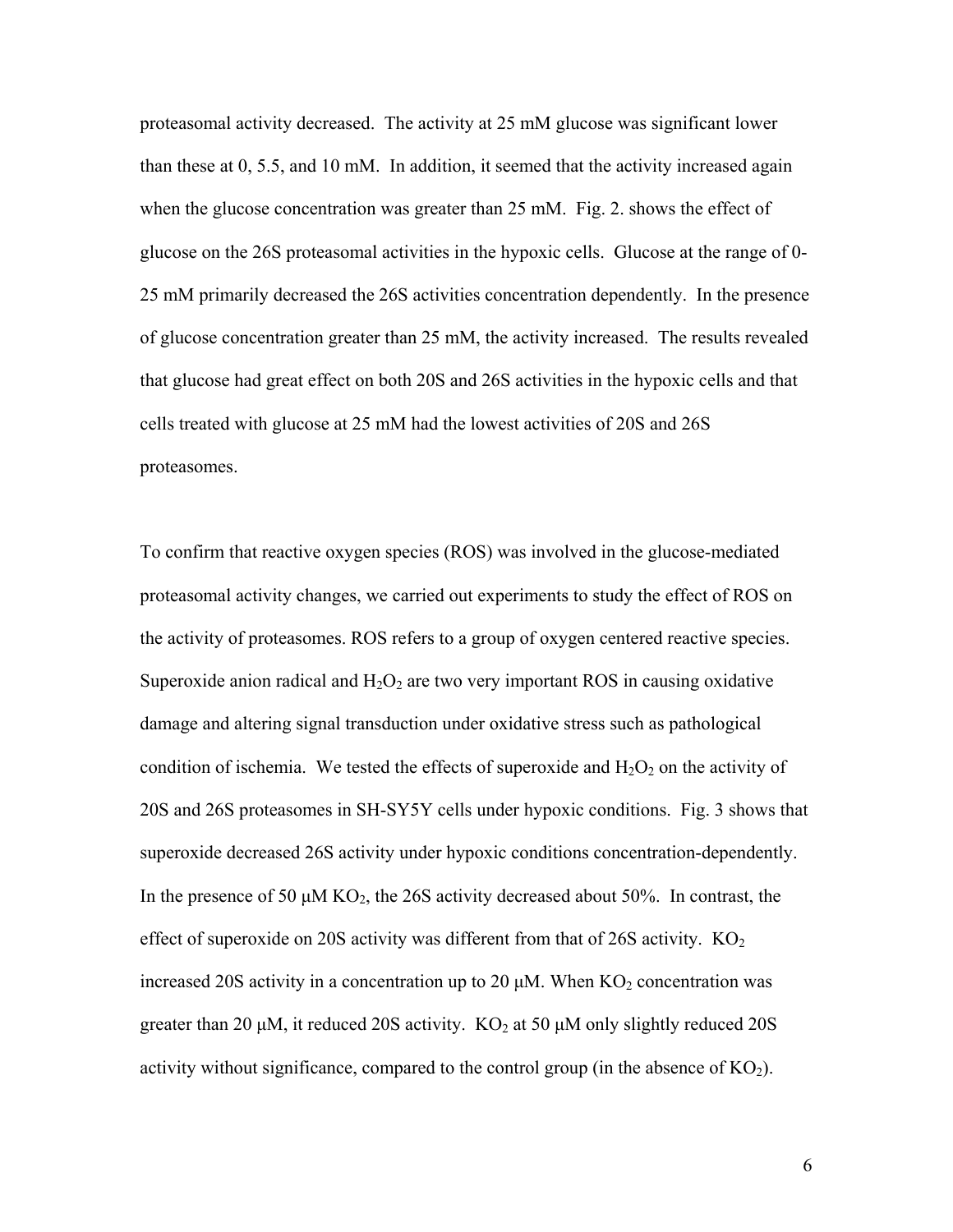proteasomal activity decreased. The activity at 25 mM glucose was significant lower than these at 0, 5.5, and 10 mM. In addition, it seemed that the activity increased again when the glucose concentration was greater than 25 mM. Fig. 2. shows the effect of glucose on the 26S proteasomal activities in the hypoxic cells. Glucose at the range of 0-25 mM primarily decreased the 26S activities concentration dependently. In the presence of glucose concentration greater than 25 mM, the activity increased. The results revealed that glucose had great effect on both 20S and 26S activities in the hypoxic cells and that cells treated with glucose at 25 mM had the lowest activities of 20S and 26S proteasomes.

To confirm that reactive oxygen species (ROS) was involved in the glucose-mediated proteasomal activity changes, we carried out experiments to study the effect of ROS on the activity of proteasomes. ROS refers to a group of oxygen centered reactive species. Superoxide anion radical and $H_2O_2$ are two very important ROS in causing oxidative damage and altering signal transduction under oxidative stress such as pathological condition of ischemia. We tested the effects of superoxide and $H_2O_2$ on the activity of 20S and 26S proteasomes in SH-SY5Y cells under hypoxic conditions. Fig. 3 shows that superoxide decreased 26S activity under hypoxic conditions concentration-dependently. In the presence of 50 μM $KO_2$, the 26S activity decreased about 50%. In contrast, the effect of superoxide on 20S activity was different from that of 26S activity. $KO_2$ increased 20S activity in a concentration up to 20 μM. When $KO_2$ concentration was greater than 20 μM, it reduced 20S activity. $KO_2$ at 50 μM only slightly reduced 20S activity without significance, compared to the control group (in the absence of $KO_2$).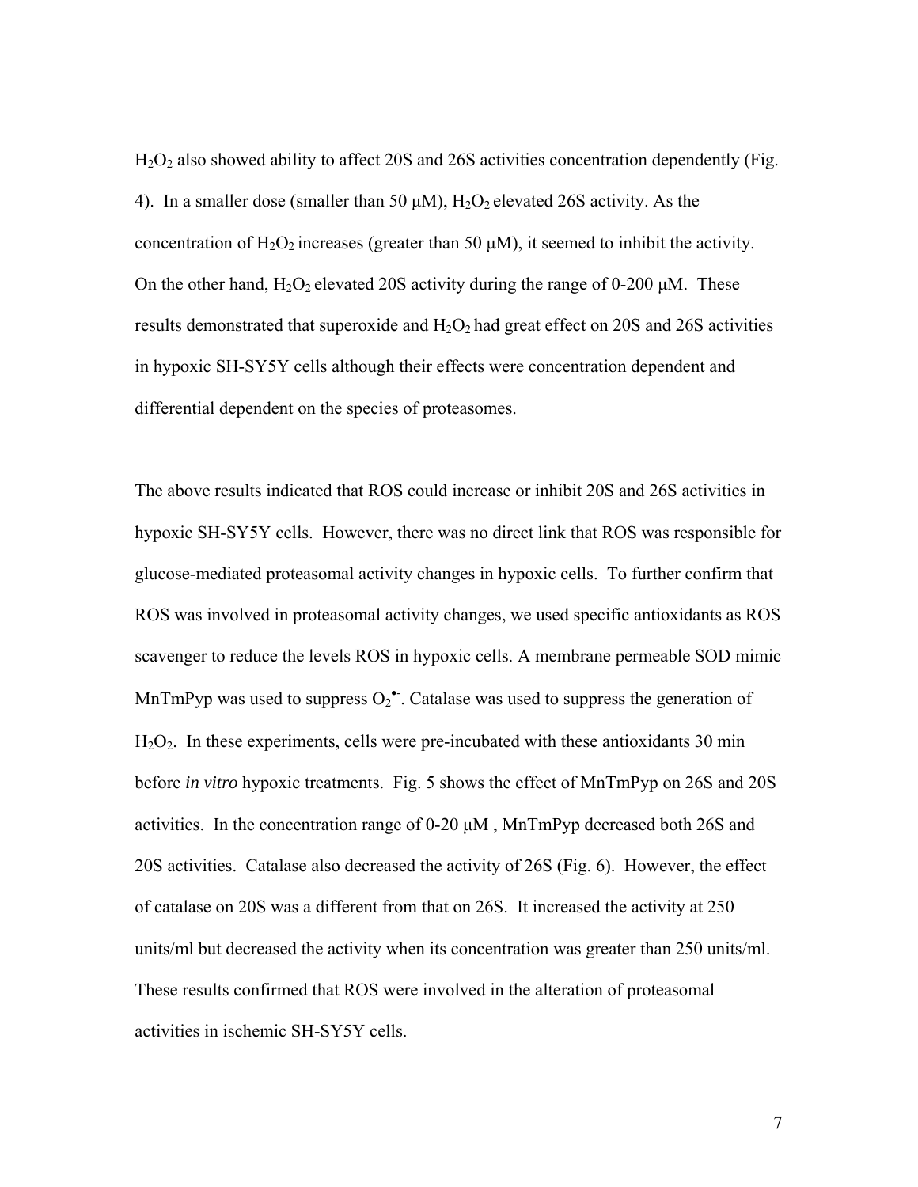$H_2O_2$ also showed ability to affect 20S and 26S activities concentration dependently (Fig. 4). In a smaller dose (smaller than 50 μM), $H_2O_2$ elevated 26S activity. As the concentration of $H_2O_2$ increases (greater than 50 μM), it seemed to inhibit the activity. On the other hand, $H_2O_2$ elevated 20S activity during the range of 0-200 μM. These results demonstrated that superoxide and $H_2O_2$ had great effect on 20S and 26S activities in hypoxic SH-SY5Y cells although their effects were concentration dependent and differential dependent on the species of proteasomes.

The above results indicated that ROS could increase or inhibit 20S and 26S activities in hypoxic SH-SY5Y cells. However, there was no direct link that ROS was responsible for glucose-mediated proteasomal activity changes in hypoxic cells. To further confirm that ROS was involved in proteasomal activity changes, we used specific antioxidants as ROS scavenger to reduce the levels ROS in hypoxic cells. A membrane permeable SOD mimic MnTmPyp was used to suppress $O_2^{\bullet-}$. Catalase was used to suppress the generation of $H_2O_2$. In these experiments, cells were pre-incubated with these antioxidants 30 min before *in vitro* hypoxic treatments. Fig. 5 shows the effect of MnTmPyp on 26S and 20S activities. In the concentration range of 0-20 μM , MnTmPyp decreased both 26S and 20S activities. Catalase also decreased the activity of 26S (Fig. 6). However, the effect of catalase on 20S was a different from that on 26S. It increased the activity at 250 units/ml but decreased the activity when its concentration was greater than 250 units/ml. These results confirmed that ROS were involved in the alteration of proteasomal activities in ischemic SH-SY5Y cells.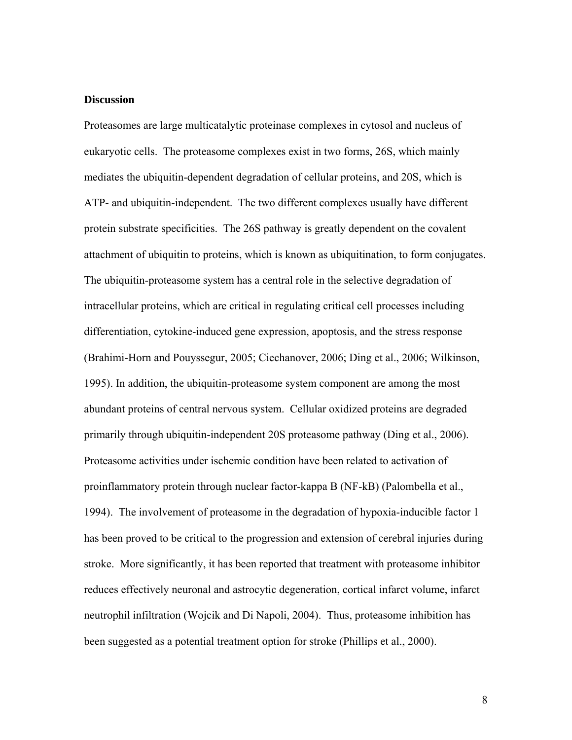**Discussion**

Proteasomes are large multicatalytic proteinase complexes in cytosol and nucleus of eukaryotic cells. The proteasome complexes exist in two forms, 26S, which mainly mediates the ubiquitin-dependent degradation of cellular proteins, and 20S, which is ATP- and ubiquitin-independent. The two different complexes usually have different protein substrate specificities. The 26S pathway is greatly dependent on the covalent attachment of ubiquitin to proteins, which is known as ubiquitination, to form conjugates. The ubiquitin-proteasome system has a central role in the selective degradation of intracellular proteins, which are critical in regulating critical cell processes including differentiation, cytokine-induced gene expression, apoptosis, and the stress response (Brahimi-Horn and Pouyssegur, 2005; Ciechanover, 2006; Ding et al., 2006; Wilkinson, 1995). In addition, the ubiquitin-proteasome system component are among the most abundant proteins of central nervous system. Cellular oxidized proteins are degraded primarily through ubiquitin-independent 20S proteasome pathway (Ding et al., 2006). Proteasome activities under ischemic condition have been related to activation of proinflammatory protein through nuclear factor-kappa B (NF-kB) (Palombella et al., 1994). The involvement of proteasome in the degradation of hypoxia-inducible factor 1 has been proved to be critical to the progression and extension of cerebral injuries during stroke. More significantly, it has been reported that treatment with proteasome inhibitor reduces effectively neuronal and astrocytic degeneration, cortical infarct volume, infarct neutrophil infiltration (Wojcik and Di Napoli, 2004). Thus, proteasome inhibition has been suggested as a potential treatment option for stroke (Phillips et al., 2000).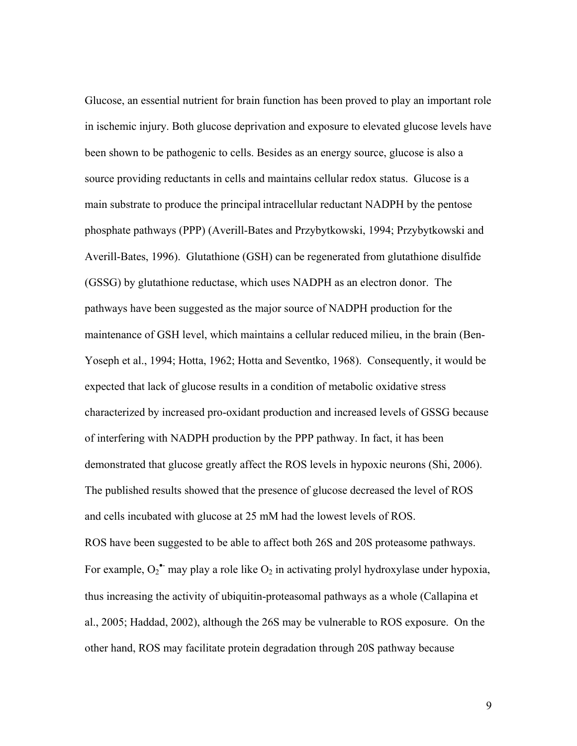Glucose, an essential nutrient for brain function has been proved to play an important role in ischemic injury. Both glucose deprivation and exposure to elevated glucose levels have been shown to be pathogenic to cells. Besides as an energy source, glucose is also a source providing reductants in cells and maintains cellular redox status. Glucose is a main substrate to produce the principal intracellular reductant NADPH by the pentose phosphate pathways (PPP) (Averill-Bates and Przybytkowski, 1994; Przybytkowski and Averill-Bates, 1996). Glutathione (GSH) can be regenerated from glutathione disulfide (GSSG) by glutathione reductase, which uses NADPH as an electron donor. The pathways have been suggested as the major source of NADPH production for the maintenance of GSH level, which maintains a cellular reduced milieu, in the brain (Ben-Yoseph et al., 1994; Hotta, 1962; Hotta and Seventko, 1968). Consequently, it would be expected that lack of glucose results in a condition of metabolic oxidative stress characterized by increased pro-oxidant production and increased levels of GSSG because of interfering with NADPH production by the PPP pathway. In fact, it has been demonstrated that glucose greatly affect the ROS levels in hypoxic neurons (Shi, 2006). The published results showed that the presence of glucose decreased the level of ROS and cells incubated with glucose at 25 mM had the lowest levels of ROS.

ROS have been suggested to be able to affect both 26S and 20S proteasome pathways. For example, $O_2^{\bullet-}$ may play a role like $O_2$ in activating prolyl hydroxylase under hypoxia, thus increasing the activity of ubiquitin-proteasomal pathways as a whole (Callapina et al., 2005; Haddad, 2002), although the 26S may be vulnerable to ROS exposure. On the other hand, ROS may facilitate protein degradation through 20S pathway because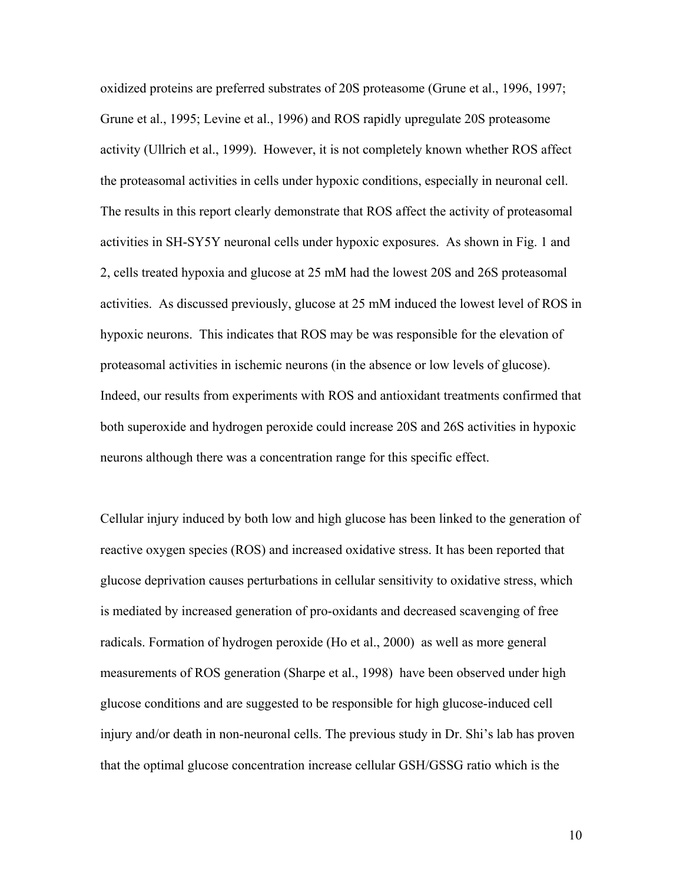oxidized proteins are preferred substrates of 20S proteasome (Grune et al., 1996, 1997; Grune et al., 1995; Levine et al., 1996) and ROS rapidly upregulate 20S proteasome activity (Ullrich et al., 1999). However, it is not completely known whether ROS affect the proteasomal activities in cells under hypoxic conditions, especially in neuronal cell. The results in this report clearly demonstrate that ROS affect the activity of proteasomal activities in SH-SY5Y neuronal cells under hypoxic exposures. As shown in Fig. 1 and 2, cells treated hypoxia and glucose at 25 mM had the lowest 20S and 26S proteasomal activities. As discussed previously, glucose at 25 mM induced the lowest level of ROS in hypoxic neurons. This indicates that ROS may be was responsible for the elevation of proteasomal activities in ischemic neurons (in the absence or low levels of glucose). Indeed, our results from experiments with ROS and antioxidant treatments confirmed that both superoxide and hydrogen peroxide could increase 20S and 26S activities in hypoxic neurons although there was a concentration range for this specific effect.

Cellular injury induced by both low and high glucose has been linked to the generation of reactive oxygen species (ROS) and increased oxidative stress. It has been reported that glucose deprivation causes perturbations in cellular sensitivity to oxidative stress, which is mediated by increased generation of pro-oxidants and decreased scavenging of free radicals. Formation of hydrogen peroxide (Ho et al., 2000) as well as more general measurements of ROS generation (Sharpe et al., 1998) have been observed under high glucose conditions and are suggested to be responsible for high glucose-induced cell injury and/or death in non-neuronal cells. The previous study in Dr. Shi's lab has proven that the optimal glucose concentration increase cellular GSH/GSSG ratio which is the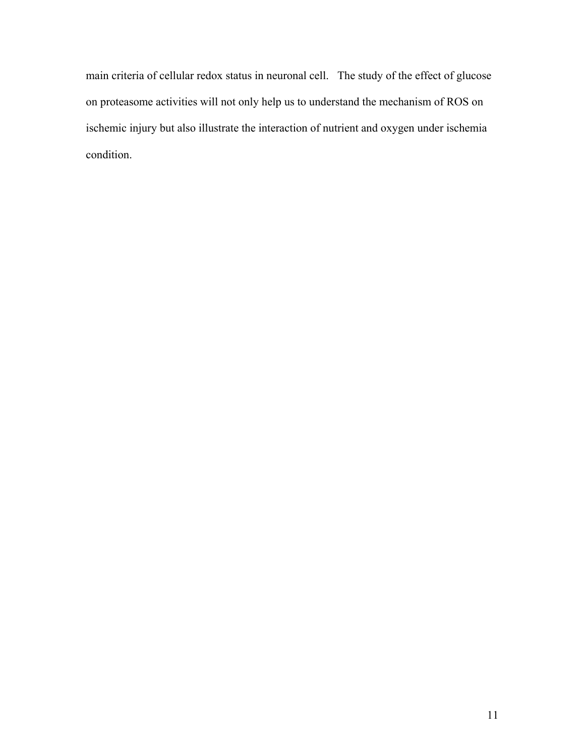main criteria of cellular redox status in neuronal cell.   The study of the effect of glucose on proteasome activities will not only help us to understand the mechanism of ROS on ischemic injury but also illustrate the interaction of nutrient and oxygen under ischemia condition.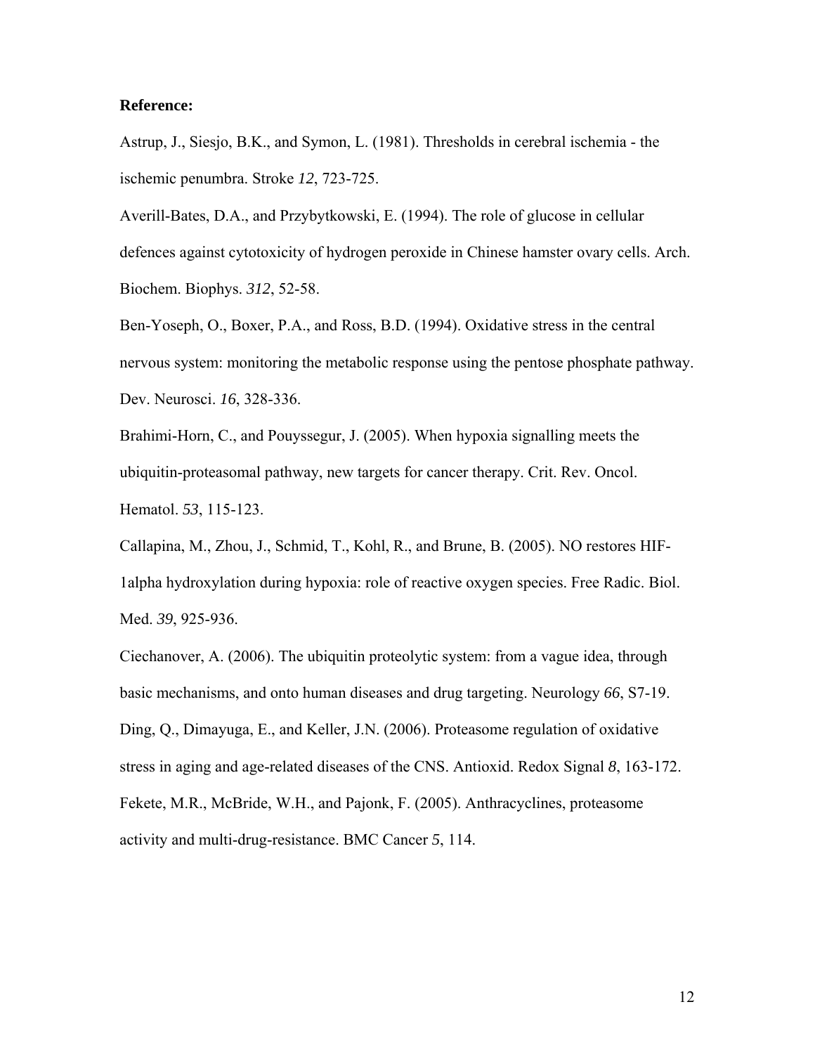**Reference:**

Astrup, J., Siesjo, B.K., and Symon, L. (1981). Thresholds in cerebral ischemia - the ischemic penumbra. Stroke *12*, 723-725.

Averill-Bates, D.A., and Przybytkowski, E. (1994). The role of glucose in cellular defences against cytotoxicity of hydrogen peroxide in Chinese hamster ovary cells. Arch. Biochem. Biophys. *312*, 52-58.

Ben-Yoseph, O., Boxer, P.A., and Ross, B.D. (1994). Oxidative stress in the central nervous system: monitoring the metabolic response using the pentose phosphate pathway. Dev. Neurosci. *16*, 328-336.

Brahimi-Horn, C., and Pouyssegur, J. (2005). When hypoxia signalling meets the ubiquitin-proteasomal pathway, new targets for cancer therapy. Crit. Rev. Oncol. Hematol. *53*, 115-123.

Callapina, M., Zhou, J., Schmid, T., Kohl, R., and Brune, B. (2005). NO restores HIF-1alpha hydroxylation during hypoxia: role of reactive oxygen species. Free Radic. Biol. Med. *39*, 925-936.

Ciechanover, A. (2006). The ubiquitin proteolytic system: from a vague idea, through basic mechanisms, and onto human diseases and drug targeting. Neurology *66*, S7-19.

Ding, Q., Dimayuga, E., and Keller, J.N. (2006). Proteasome regulation of oxidative stress in aging and age-related diseases of the CNS. Antioxid. Redox Signal *8*, 163-172.

Fekete, M.R., McBride, W.H., and Pajonk, F. (2005). Anthracyclines, proteasome activity and multi-drug-resistance. BMC Cancer *5*, 114.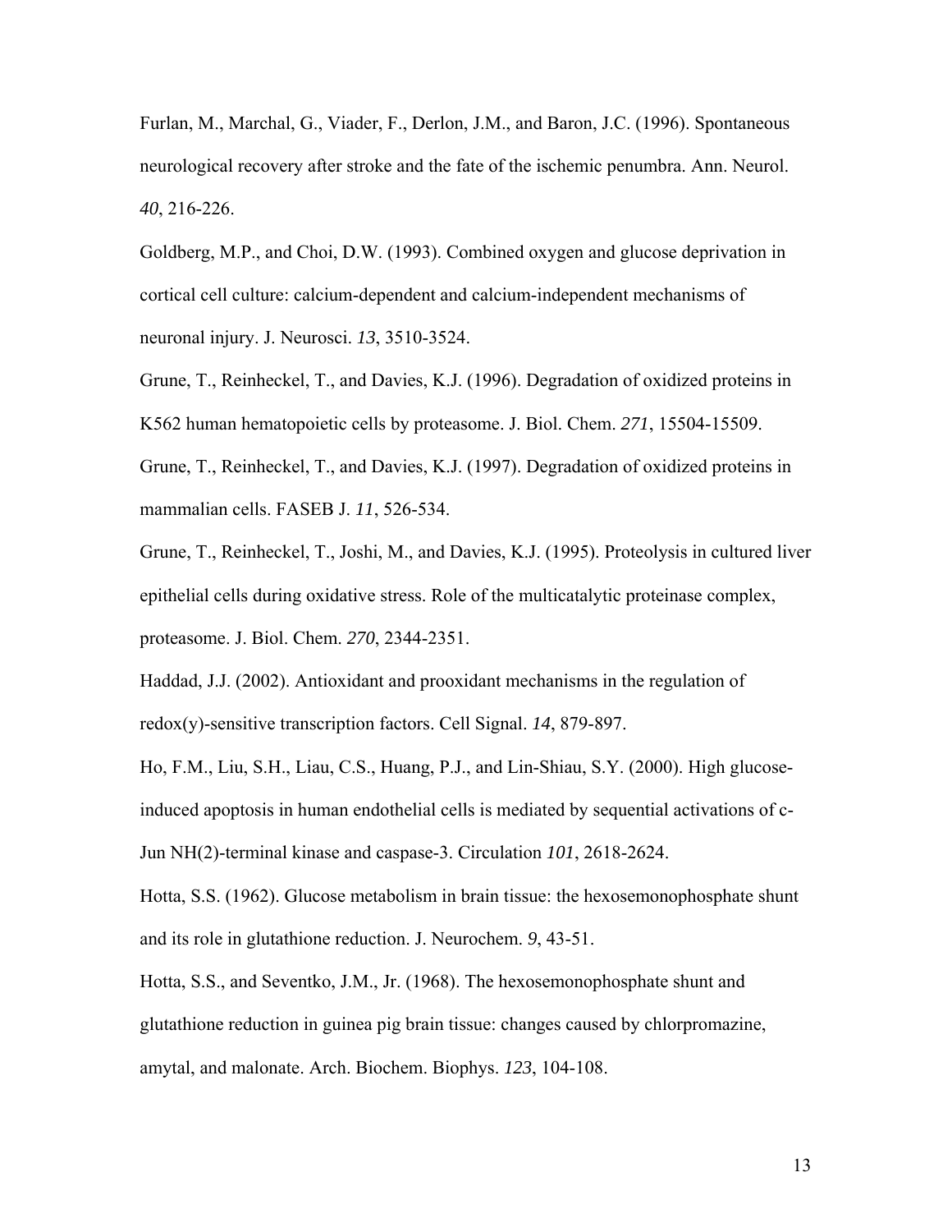Furlan, M., Marchal, G., Viader, F., Derlon, J.M., and Baron, J.C. (1996). Spontaneous neurological recovery after stroke and the fate of the ischemic penumbra. Ann. Neurol. *40*, 216-226.

Goldberg, M.P., and Choi, D.W. (1993). Combined oxygen and glucose deprivation in cortical cell culture: calcium-dependent and calcium-independent mechanisms of neuronal injury. J. Neurosci. *13*, 3510-3524.

Grune, T., Reinheckel, T., and Davies, K.J. (1996). Degradation of oxidized proteins in K562 human hematopoietic cells by proteasome. J. Biol. Chem. *271*, 15504-15509.

Grune, T., Reinheckel, T., and Davies, K.J. (1997). Degradation of oxidized proteins in mammalian cells. FASEB J. *11*, 526-534.

Grune, T., Reinheckel, T., Joshi, M., and Davies, K.J. (1995). Proteolysis in cultured liver epithelial cells during oxidative stress. Role of the multicatalytic proteinase complex, proteasome. J. Biol. Chem. *270*, 2344-2351.

Haddad, J.J. (2002). Antioxidant and prooxidant mechanisms in the regulation of redox(y)-sensitive transcription factors. Cell Signal. *14*, 879-897.

Ho, F.M., Liu, S.H., Liau, C.S., Huang, P.J., and Lin-Shiau, S.Y. (2000). High glucose-induced apoptosis in human endothelial cells is mediated by sequential activations of c-Jun NH(2)-terminal kinase and caspase-3. Circulation *101*, 2618-2624.

Hotta, S.S. (1962). Glucose metabolism in brain tissue: the hexosemonophosphate shunt and its role in glutathione reduction. J. Neurochem. *9*, 43-51.

Hotta, S.S., and Seventko, J.M., Jr. (1968). The hexosemonophosphate shunt and glutathione reduction in guinea pig brain tissue: changes caused by chlorpromazine, amytal, and malonate. Arch. Biochem. Biophys. *123*, 104-108.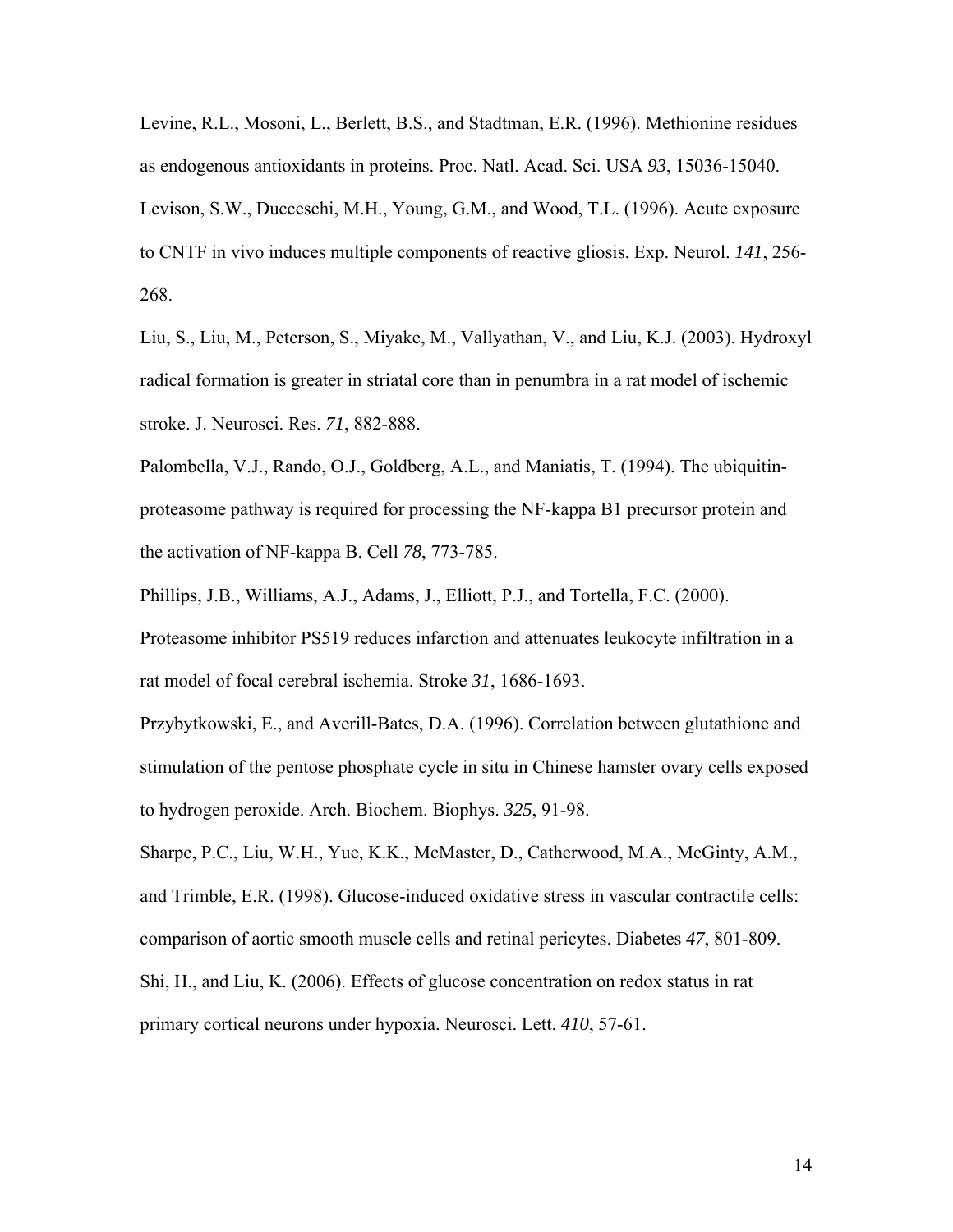Levine, R.L., Mosoni, L., Berlett, B.S., and Stadtman, E.R. (1996). Methionine residues as endogenous antioxidants in proteins. Proc. Natl. Acad. Sci. USA *93*, 15036-15040.

Levison, S.W., Ducceschi, M.H., Young, G.M., and Wood, T.L. (1996). Acute exposure to CNTF in vivo induces multiple components of reactive gliosis. Exp. Neurol. *141*, 256-268.

Liu, S., Liu, M., Peterson, S., Miyake, M., Vallyathan, V., and Liu, K.J. (2003). Hydroxyl radical formation is greater in striatal core than in penumbra in a rat model of ischemic stroke. J. Neurosci. Res. *71*, 882-888.

Palombella, V.J., Rando, O.J., Goldberg, A.L., and Maniatis, T. (1994). The ubiquitin-proteasome pathway is required for processing the NF-kappa B1 precursor protein and the activation of NF-kappa B. Cell *78*, 773-785.

Phillips, J.B., Williams, A.J., Adams, J., Elliott, P.J., and Tortella, F.C. (2000). Proteasome inhibitor PS519 reduces infarction and attenuates leukocyte infiltration in a rat model of focal cerebral ischemia. Stroke *31*, 1686-1693.

Przybytkowski, E., and Averill-Bates, D.A. (1996). Correlation between glutathione and stimulation of the pentose phosphate cycle in situ in Chinese hamster ovary cells exposed to hydrogen peroxide. Arch. Biochem. Biophys. *325*, 91-98.

Sharpe, P.C., Liu, W.H., Yue, K.K., McMaster, D., Catherwood, M.A., McGinty, A.M., and Trimble, E.R. (1998). Glucose-induced oxidative stress in vascular contractile cells: comparison of aortic smooth muscle cells and retinal pericytes. Diabetes *47*, 801-809.

Shi, H., and Liu, K. (2006). Effects of glucose concentration on redox status in rat primary cortical neurons under hypoxia. Neurosci. Lett. *410*, 57-61.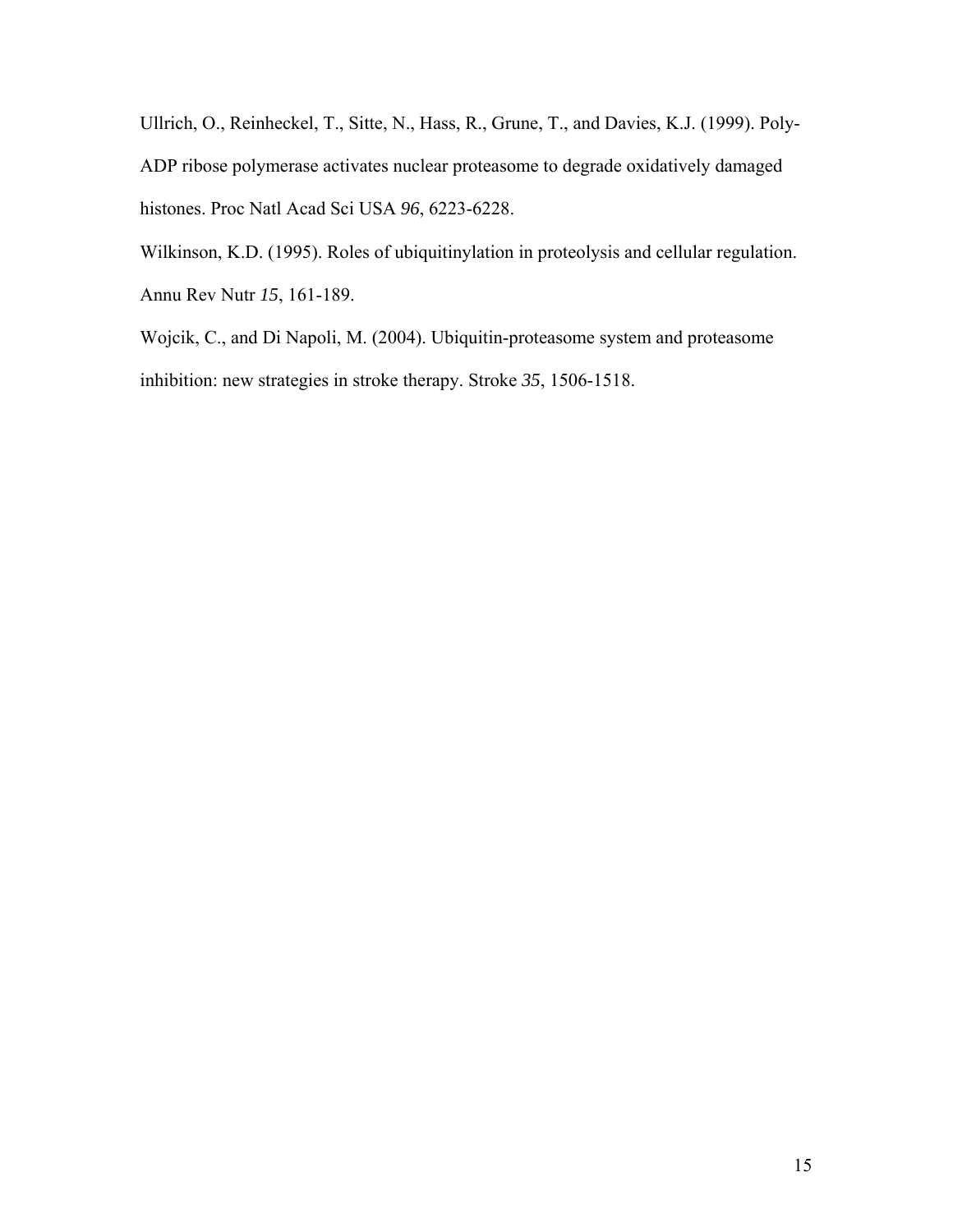Ullrich, O., Reinheckel, T., Sitte, N., Hass, R., Grune, T., and Davies, K.J. (1999). Poly-ADP ribose polymerase activates nuclear proteasome to degrade oxidatively damaged histones. Proc Natl Acad Sci USA *96*, 6223-6228.

Wilkinson, K.D. (1995). Roles of ubiquitinylation in proteolysis and cellular regulation. Annu Rev Nutr *15*, 161-189.

Wojcik, C., and Di Napoli, M. (2004). Ubiquitin-proteasome system and proteasome inhibition: new strategies in stroke therapy. Stroke *35*, 1506-1518.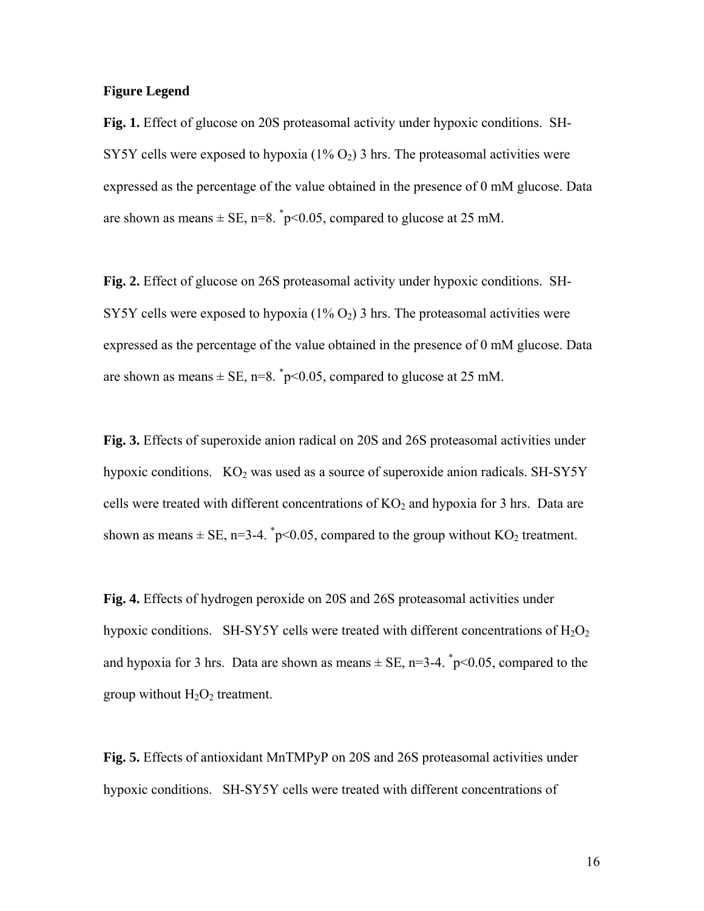**Figure Legend**

**Fig. 1.** Effect of glucose on 20S proteasomal activity under hypoxic conditions. SH-SY5Y cells were exposed to hypoxia (1% $O_2$) 3 hrs. The proteasomal activities were expressed as the percentage of the value obtained in the presence of 0 mM glucose. Data are shown as means ± SE, n=8. [*]$p<0.05$, compared to glucose at 25 mM.

**Fig. 2.** Effect of glucose on 26S proteasomal activity under hypoxic conditions. SH-SY5Y cells were exposed to hypoxia (1% $O_2$) 3 hrs. The proteasomal activities were expressed as the percentage of the value obtained in the presence of 0 mM glucose. Data are shown as means ± SE, n=8. [*]$p<0.05$, compared to glucose at 25 mM.

**Fig. 3.** Effects of superoxide anion radical on 20S and 26S proteasomal activities under hypoxic conditions. $KO_2$ was used as a source of superoxide anion radicals. SH-SY5Y cells were treated with different concentrations of $KO_2$ and hypoxia for 3 hrs. Data are shown as means ± SE, n=3-4. [*]$p<0.05$, compared to the group without $KO_2$ treatment.

**Fig. 4.** Effects of hydrogen peroxide on 20S and 26S proteasomal activities under hypoxic conditions. SH-SY5Y cells were treated with different concentrations of $H_2O_2$ and hypoxia for 3 hrs. Data are shown as means ± SE, n=3-4. [*]$p<0.05$, compared to the group without $H_2O_2$ treatment.

**Fig. 5.** Effects of antioxidant MnTMPyP on 20S and 26S proteasomal activities under hypoxic conditions. SH-SY5Y cells were treated with different concentrations of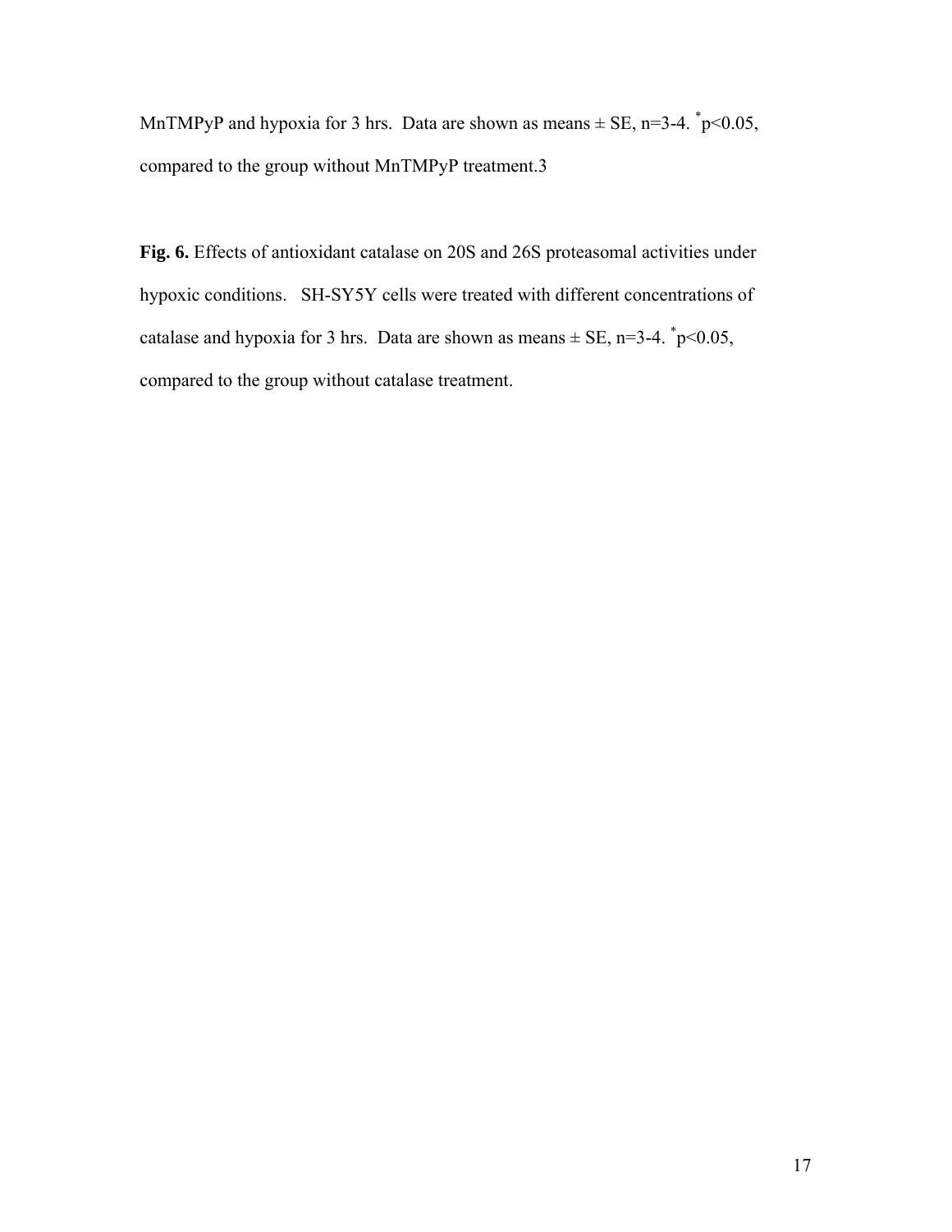MnTMPyP and hypoxia for 3 hrs. Data are shown as means ± SE, n=3-4. *p<0.05, compared to the group without MnTMPyP treatment.3

**Fig. 6.** Effects of antioxidant catalase on 20S and 26S proteasomal activities under hypoxic conditions. SH-SY5Y cells were treated with different concentrations of catalase and hypoxia for 3 hrs. Data are shown as means ± SE, n=3-4. *p<0.05, compared to the group without catalase treatment.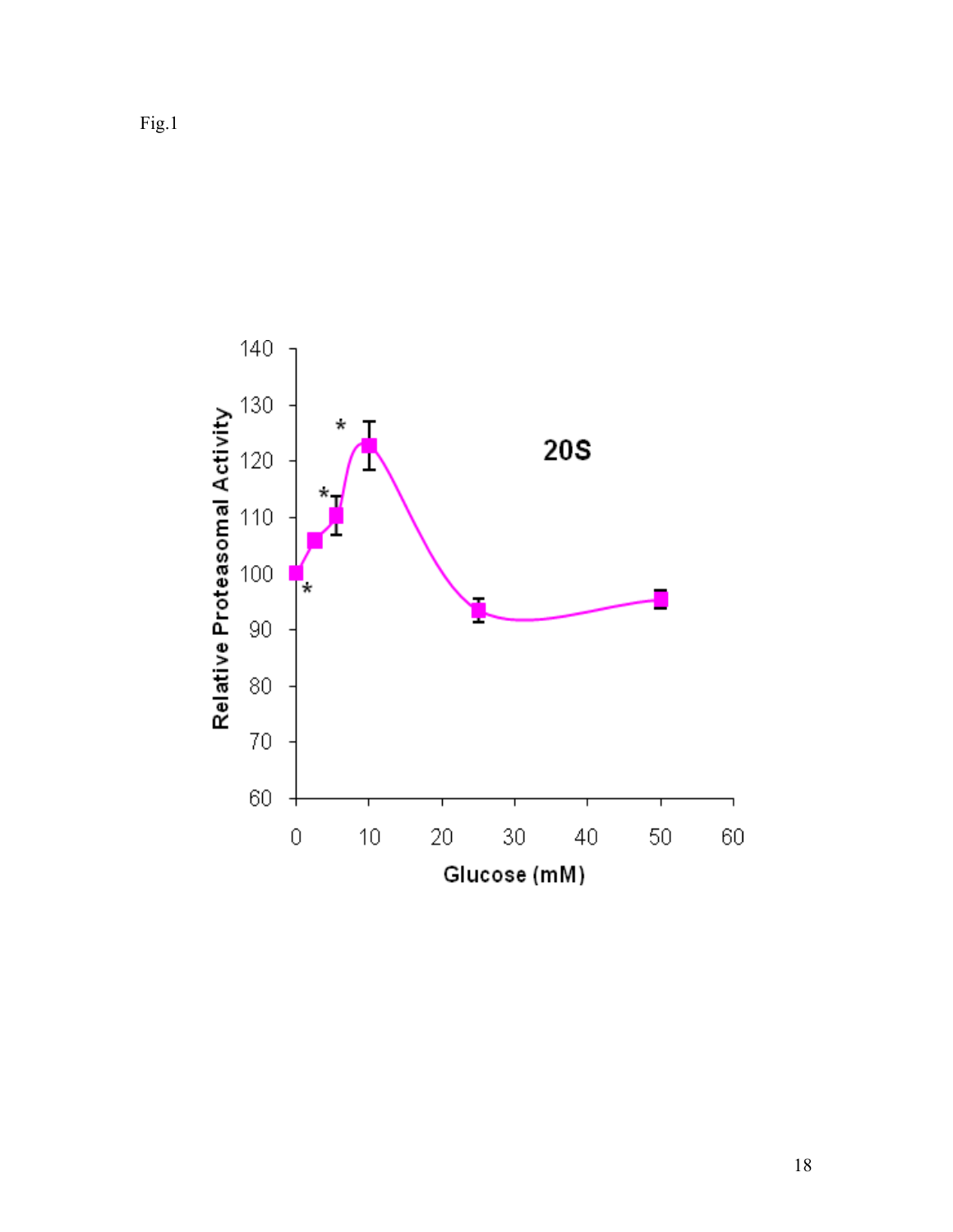Fig.1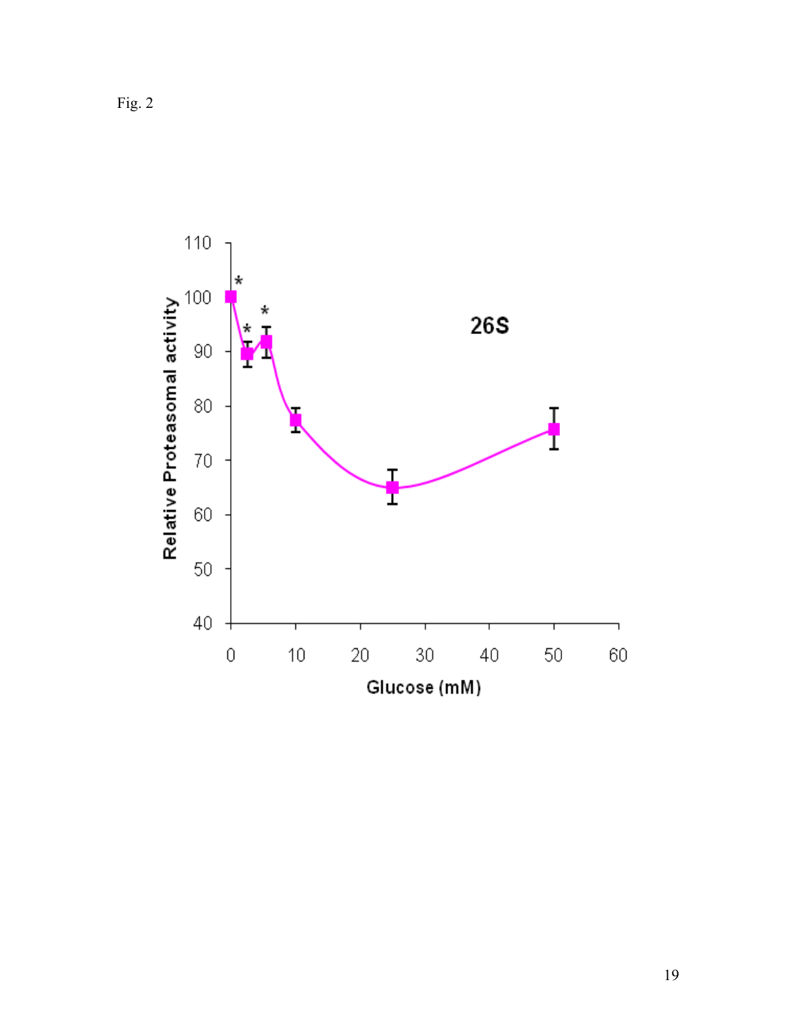Fig. 2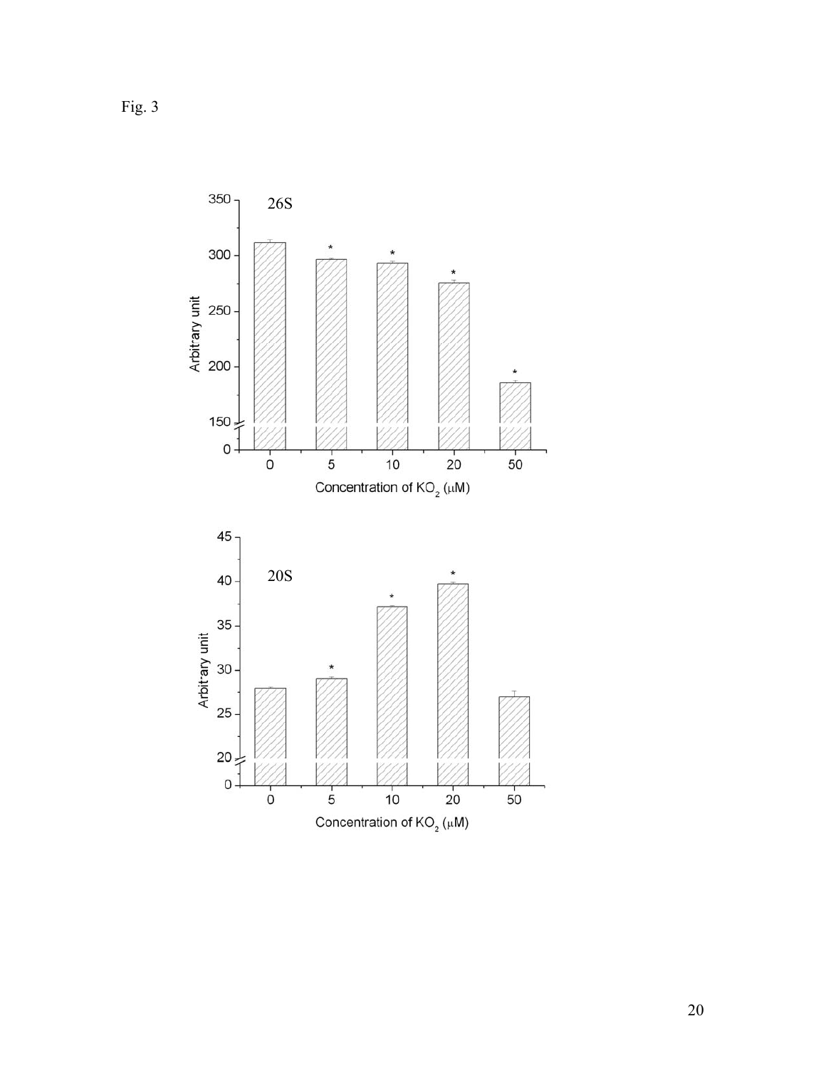Fig. 3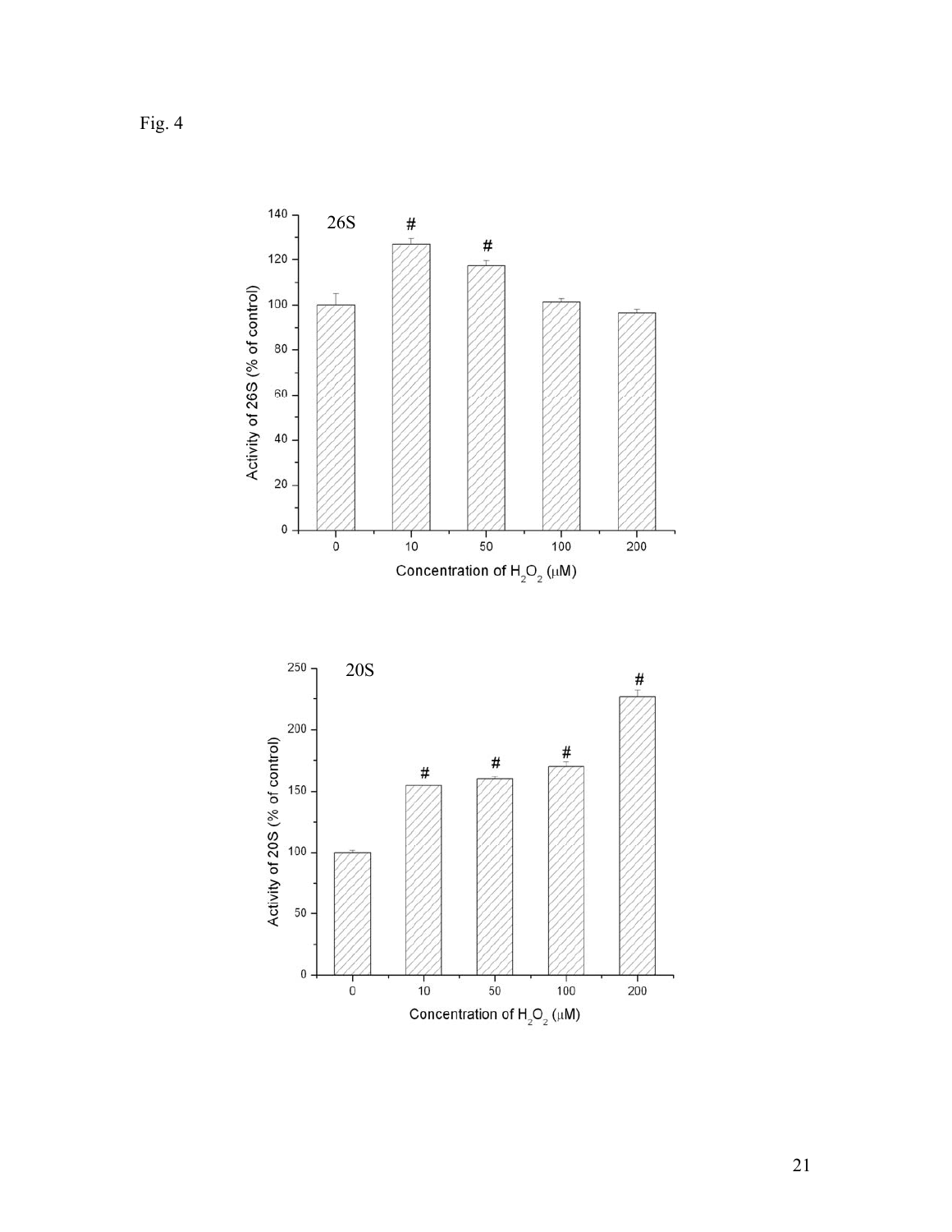Fig. 4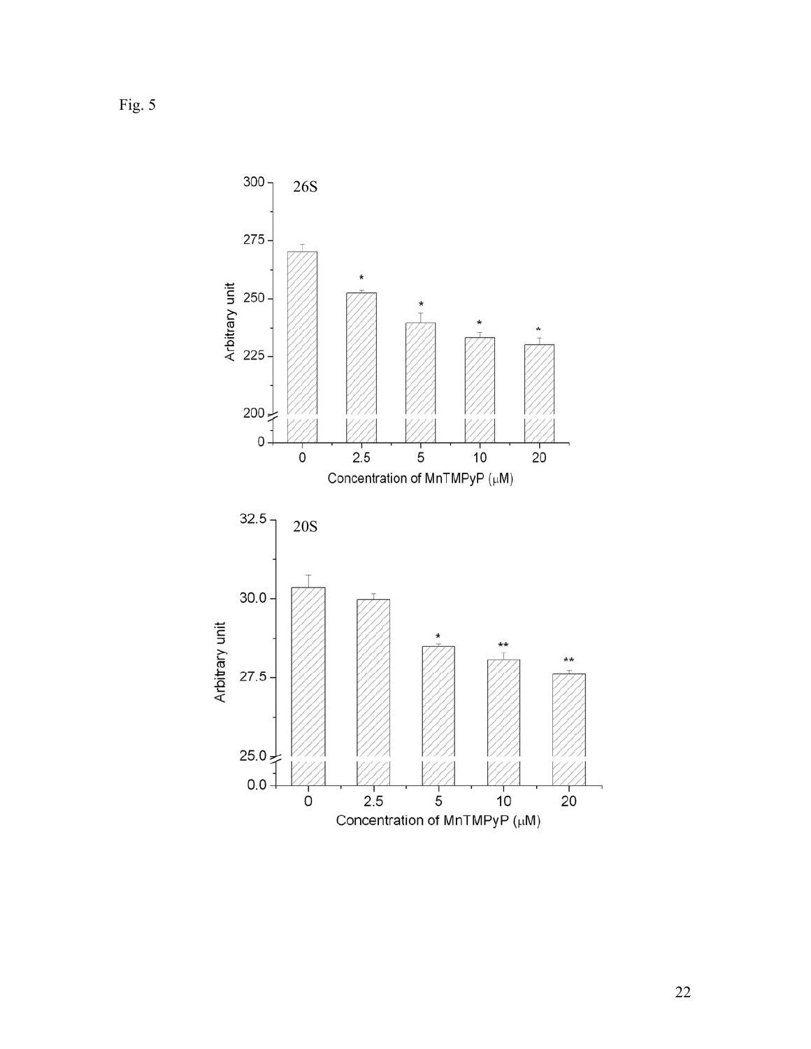Fig. 5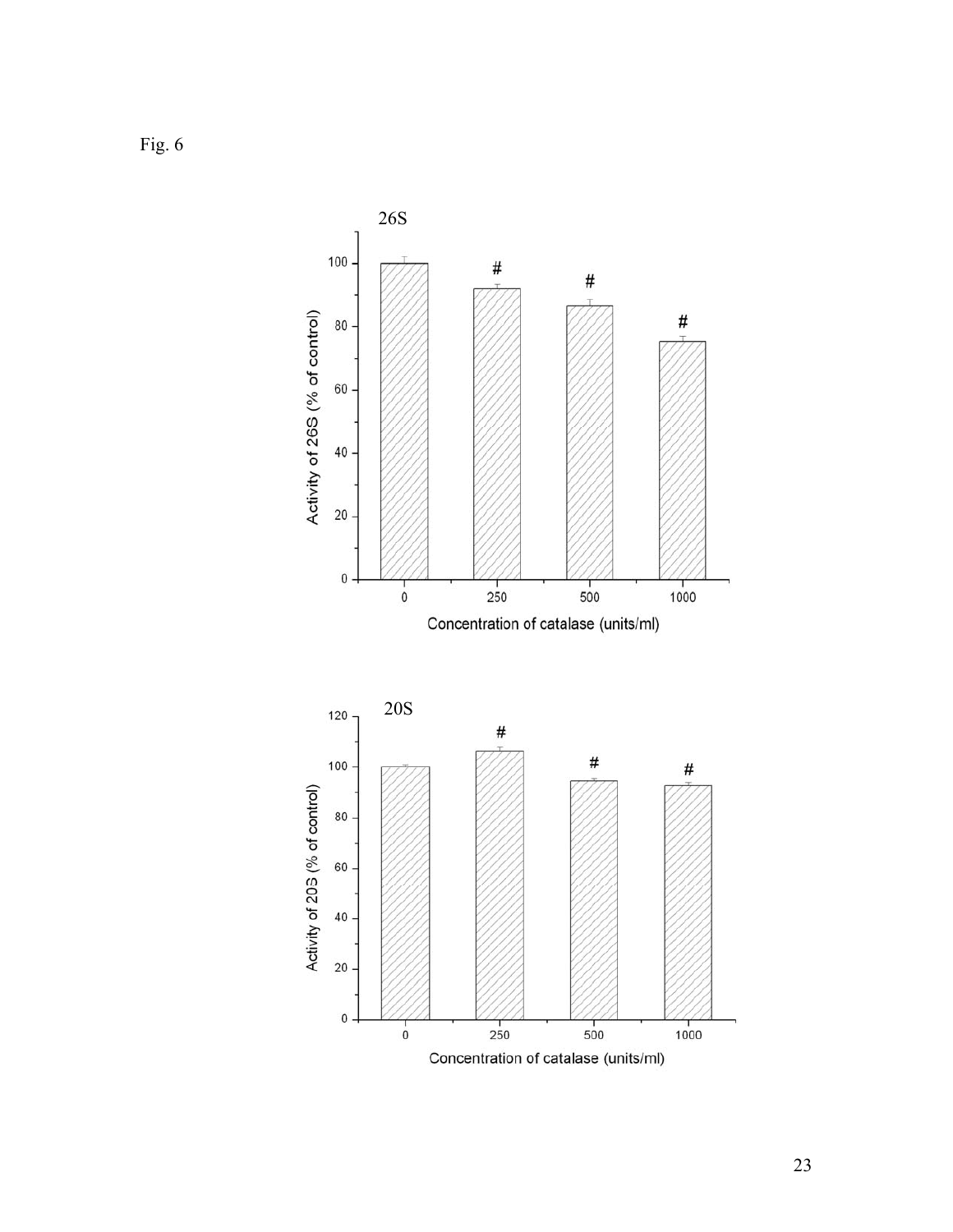Fig. 6

26S

100

80

60

40

20

0

Activity of 26S (% of control)

#

#

#

0

250

500

1000

Concentration of catalase (units/ml)

20S

120

100

80

60

40

20

0

Activity of 20S (% of control)

#

#

#

0

250

500

1000

Concentration of catalase (units/ml)